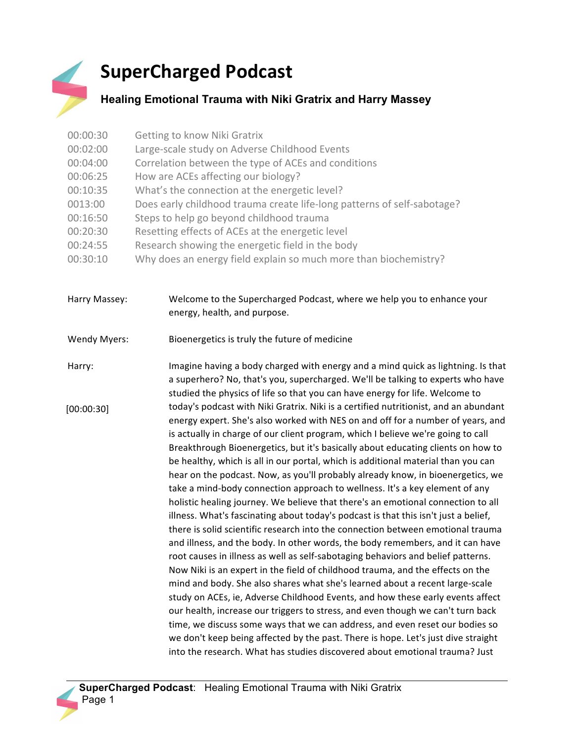# SuperCharged Podcast

## Healing Emotional Trauma with Niki Gratrix and Harry Massey

| | |
|---|---|
| 00:00:30 | Getting to know Niki Gratrix |
| 00:02:00 | Large-scale study on Adverse Childhood Events |
| 00:04:00 | Correlation between the type of ACEs and conditions |
| 00:06:25 | How are ACEs affecting our biology? |
| 00:10:35 | What's the connection at the energetic level? |
| 0013:00 | Does early childhood trauma create life-long patterns of self-sabotage? |
| 00:16:50 | Steps to help go beyond childhood trauma |
| 00:20:30 | Resetting effects of ACEs at the energetic level |
| 00:24:55 | Research showing the energetic field in the body |
| 00:30:10 | Why does an energy field explain so much more than biochemistry? |

Harry Massey: Welcome to the Supercharged Podcast, where we help you to enhance your energy, health, and purpose.

Wendy Myers: Bioenergetics is truly the future of medicine

Harry: Imagine having a body charged with energy and a mind quick as lightning. Is that a superhero? No, that's you, supercharged. We'll be talking to experts who have studied the physics of life so that you can have energy for life. Welcome to

[00:00:30] today's podcast with Niki Gratrix. Niki is a certified nutritionist, and an abundant energy expert. She's also worked with NES on and off for a number of years, and is actually in charge of our client program, which I believe we're going to call Breakthrough Bioenergetics, but it's basically about educating clients on how to be healthy, which is all in our portal, which is additional material than you can hear on the podcast. Now, as you'll probably already know, in bioenergetics, we take a mind-body connection approach to wellness. It's a key element of any holistic healing journey. We believe that there's an emotional connection to all illness. What's fascinating about today's podcast is that this isn't just a belief, there is solid scientific research into the connection between emotional trauma and illness, and the body. In other words, the body remembers, and it can have root causes in illness as well as self-sabotaging behaviors and belief patterns. Now Niki is an expert in the field of childhood trauma, and the effects on the mind and body. She also shares what she's learned about a recent large-scale study on ACEs, ie, Adverse Childhood Events, and how these early events affect our health, increase our triggers to stress, and even though we can't turn back time, we discuss some ways that we can address, and even reset our bodies so we don't keep being affected by the past. There is hope. Let's just dive straight into the research. What has studies discovered about emotional trauma? Just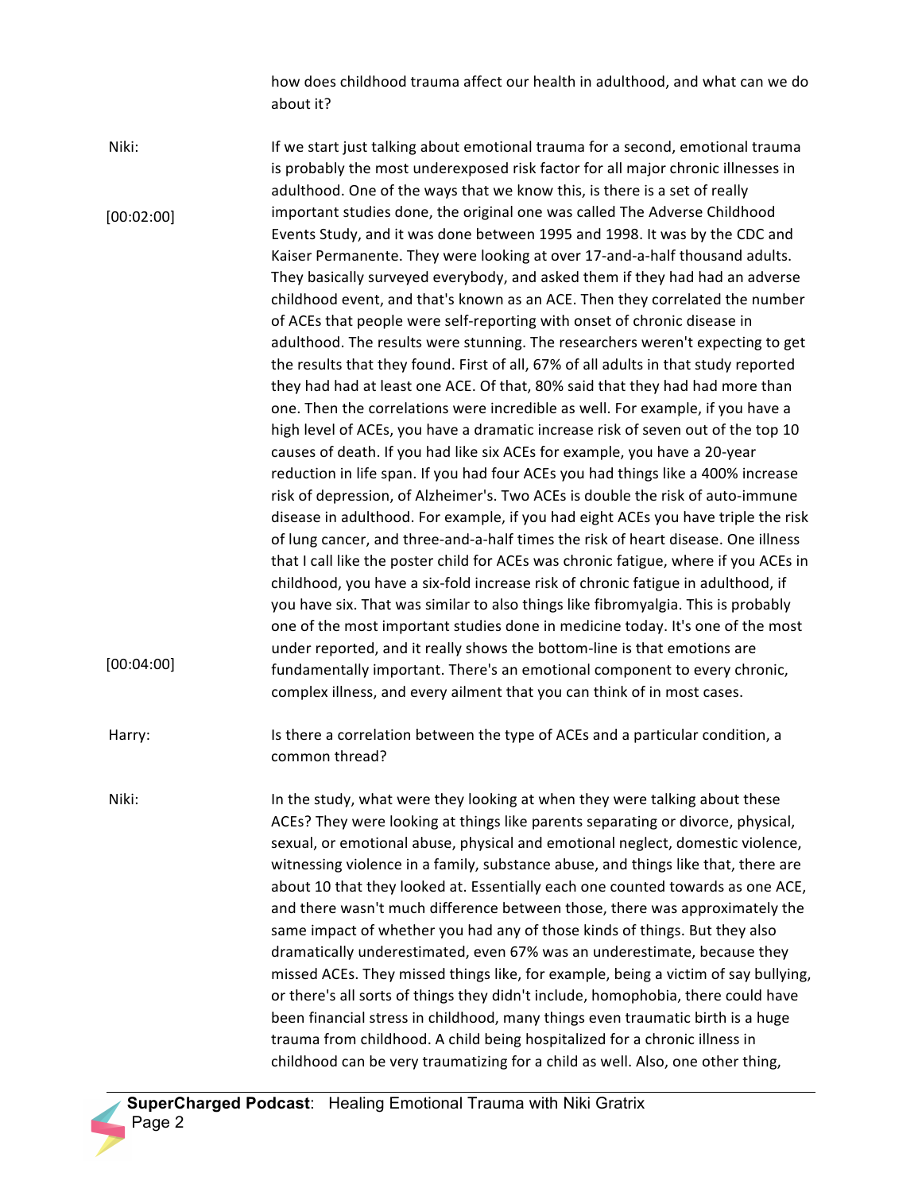how does childhood trauma affect our health in adulthood, and what can we do about it?

Niki: If we start just talking about emotional trauma for a second, emotional trauma is probably the most underexposed risk factor for all major chronic illnesses in adulthood. One of the ways that we know this, is there is a set of really important studies done, the original one was called The Adverse Childhood Events Study, and it was done between 1995 and 1998. It was by the CDC and Kaiser Permanente. They were looking at over 17-and-a-half thousand adults. They basically surveyed everybody, and asked them if they had had an adverse childhood event, and that's known as an ACE. Then they correlated the number of ACEs that people were self-reporting with onset of chronic disease in adulthood. The results were stunning. The researchers weren't expecting to get the results that they found. First of all, 67% of all adults in that study reported they had had at least one ACE. Of that, 80% said that they had had more than one. Then the correlations were incredible as well. For example, if you have a high level of ACEs, you have a dramatic increase risk of seven out of the top 10 causes of death. If you had like six ACEs for example, you have a 20-year reduction in life span. If you had four ACEs you had things like a 400% increase risk of depression, of Alzheimer's. Two ACEs is double the risk of auto-immune disease in adulthood. For example, if you had eight ACEs you have triple the risk of lung cancer, and three-and-a-half times the risk of heart disease. One illness that I call like the poster child for ACEs was chronic fatigue, where if you ACEs in childhood, you have a six-fold increase risk of chronic fatigue in adulthood, if you have six. That was similar to also things like fibromyalgia. This is probably one of the most important studies done in medicine today. It's one of the most under reported, and it really shows the bottom-line is that emotions are fundamentally important. There's an emotional component to every chronic, complex illness, and every ailment that you can think of in most cases.

Harry: Is there a correlation between the type of ACEs and a particular condition, a common thread?

Niki: In the study, what were they looking at when they were talking about these ACEs? They were looking at things like parents separating or divorce, physical, sexual, or emotional abuse, physical and emotional neglect, domestic violence, witnessing violence in a family, substance abuse, and things like that, there are about 10 that they looked at. Essentially each one counted towards as one ACE, and there wasn't much difference between those, there was approximately the same impact of whether you had any of those kinds of things. But they also dramatically underestimated, even 67% was an underestimate, because they missed ACEs. They missed things like, for example, being a victim of say bullying, or there's all sorts of things they didn't include, homophobia, there could have been financial stress in childhood, many things even traumatic birth is a huge trauma from childhood. A child being hospitalized for a chronic illness in childhood can be very traumatizing for a child as well. Also, one other thing,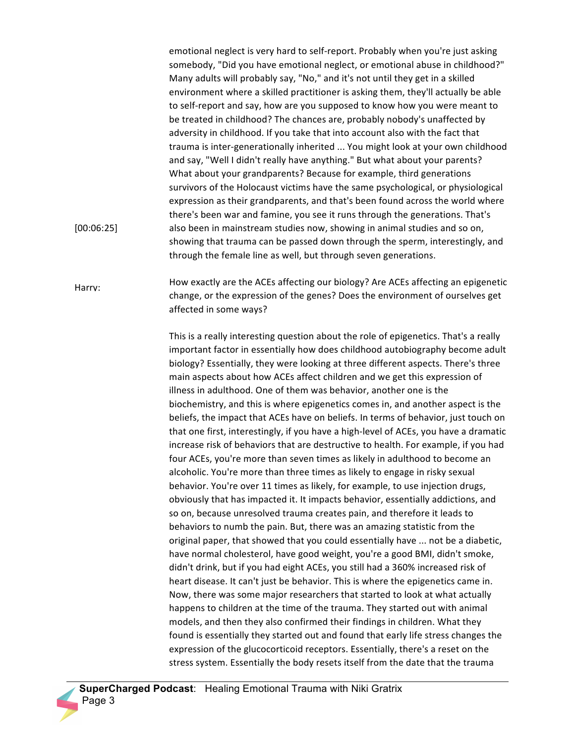emotional neglect is very hard to self-report. Probably when you're just asking somebody, "Did you have emotional neglect, or emotional abuse in childhood?" Many adults will probably say, "No," and it's not until they get in a skilled environment where a skilled practitioner is asking them, they'll actually be able to self-report and say, how are you supposed to know how you were meant to be treated in childhood? The chances are, probably nobody's unaffected by adversity in childhood. If you take that into account also with the fact that trauma is inter-generationally inherited ... You might look at your own childhood and say, "Well I didn't really have anything." But what about your parents? What about your grandparents? Because for example, third generations survivors of the Holocaust victims have the same psychological, or physiological expression as their grandparents, and that's been found across the world where there's been war and famine, you see it runs through the generations. That's also been in mainstream studies now, showing in animal studies and so on, showing that trauma can be passed down through the sperm, interestingly, and through the female line as well, but through seven generations.

[00:06:25]

Harry: How exactly are the ACEs affecting our biology? Are ACEs affecting an epigenetic change, or the expression of the genes? Does the environment of ourselves get affected in some ways?

This is a really interesting question about the role of epigenetics. That's a really important factor in essentially how does childhood autobiography become adult biology? Essentially, they were looking at three different aspects. There's three main aspects about how ACEs affect children and we get this expression of illness in adulthood. One of them was behavior, another one is the biochemistry, and this is where epigenetics comes in, and another aspect is the beliefs, the impact that ACEs have on beliefs. In terms of behavior, just touch on that one first, interestingly, if you have a high-level of ACEs, you have a dramatic increase risk of behaviors that are destructive to health. For example, if you had four ACEs, you're more than seven times as likely in adulthood to become an alcoholic. You're more than three times as likely to engage in risky sexual behavior. You're over 11 times as likely, for example, to use injection drugs, obviously that has impacted it. It impacts behavior, essentially addictions, and so on, because unresolved trauma creates pain, and therefore it leads to behaviors to numb the pain. But, there was an amazing statistic from the original paper, that showed that you could essentially have ... not be a diabetic, have normal cholesterol, have good weight, you're a good BMI, didn't smoke, didn't drink, but if you had eight ACEs, you still had a 360% increased risk of heart disease. It can't just be behavior. This is where the epigenetics came in. Now, there was some major researchers that started to look at what actually happens to children at the time of the trauma. They started out with animal models, and then they also confirmed their findings in children. What they found is essentially they started out and found that early life stress changes the expression of the glucocorticoid receptors. Essentially, there's a reset on the stress system. Essentially the body resets itself from the date that the trauma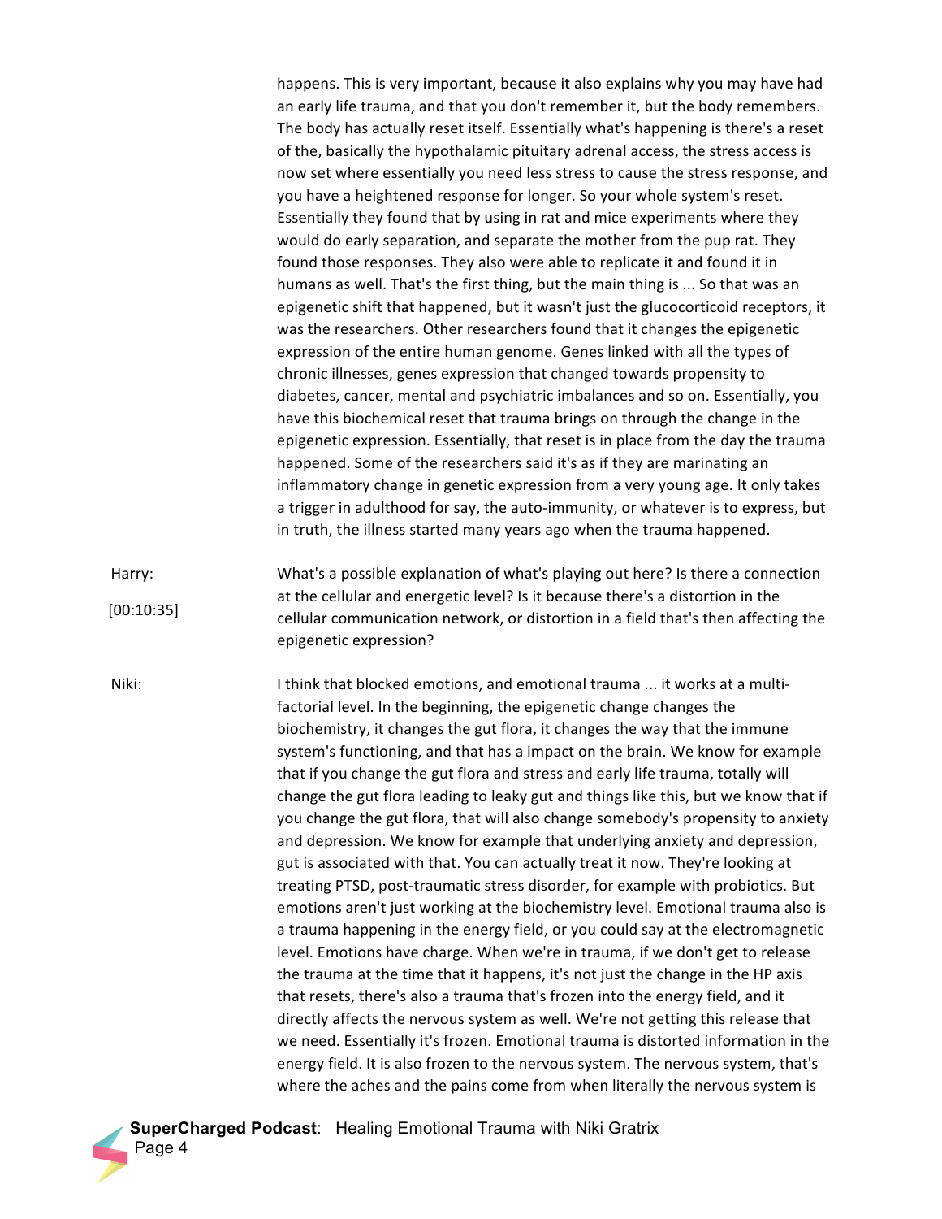happens. This is very important, because it also explains why you may have had an early life trauma, and that you don't remember it, but the body remembers. The body has actually reset itself. Essentially what's happening is there's a reset of the, basically the hypothalamic pituitary adrenal access, the stress access is now set where essentially you need less stress to cause the stress response, and you have a heightened response for longer. So your whole system's reset. Essentially they found that by using in rat and mice experiments where they would do early separation, and separate the mother from the pup rat. They found those responses. They also were able to replicate it and found it in humans as well. That's the first thing, but the main thing is ... So that was an epigenetic shift that happened, but it wasn't just the glucocorticoid receptors, it was the researchers. Other researchers found that it changes the epigenetic expression of the entire human genome. Genes linked with all the types of chronic illnesses, genes expression that changed towards propensity to diabetes, cancer, mental and psychiatric imbalances and so on. Essentially, you have this biochemical reset that trauma brings on through the change in the epigenetic expression. Essentially, that reset is in place from the day the trauma happened. Some of the researchers said it's as if they are marinating an inflammatory change in genetic expression from a very young age. It only takes a trigger in adulthood for say, the auto-immunity, or whatever is to express, but in truth, the illness started many years ago when the trauma happened.

Harry: [00:10:35] What's a possible explanation of what's playing out here? Is there a connection at the cellular and energetic level? Is it because there's a distortion in the cellular communication network, or distortion in a field that's then affecting the epigenetic expression?

Niki: I think that blocked emotions, and emotional trauma ... it works at a multi-factorial level. In the beginning, the epigenetic change changes the biochemistry, it changes the gut flora, it changes the way that the immune system's functioning, and that has a impact on the brain. We know for example that if you change the gut flora and stress and early life trauma, totally will change the gut flora leading to leaky gut and things like this, but we know that if you change the gut flora, that will also change somebody's propensity to anxiety and depression. We know for example that underlying anxiety and depression, gut is associated with that. You can actually treat it now. They're looking at treating PTSD, post-traumatic stress disorder, for example with probiotics. But emotions aren't just working at the biochemistry level. Emotional trauma also is a trauma happening in the energy field, or you could say at the electromagnetic level. Emotions have charge. When we're in trauma, if we don't get to release the trauma at the time that it happens, it's not just the change in the HP axis that resets, there's also a trauma that's frozen into the energy field, and it directly affects the nervous system as well. We're not getting this release that we need. Essentially it's frozen. Emotional trauma is distorted information in the energy field. It is also frozen to the nervous system. The nervous system, that's where the aches and the pains come from when literally the nervous system is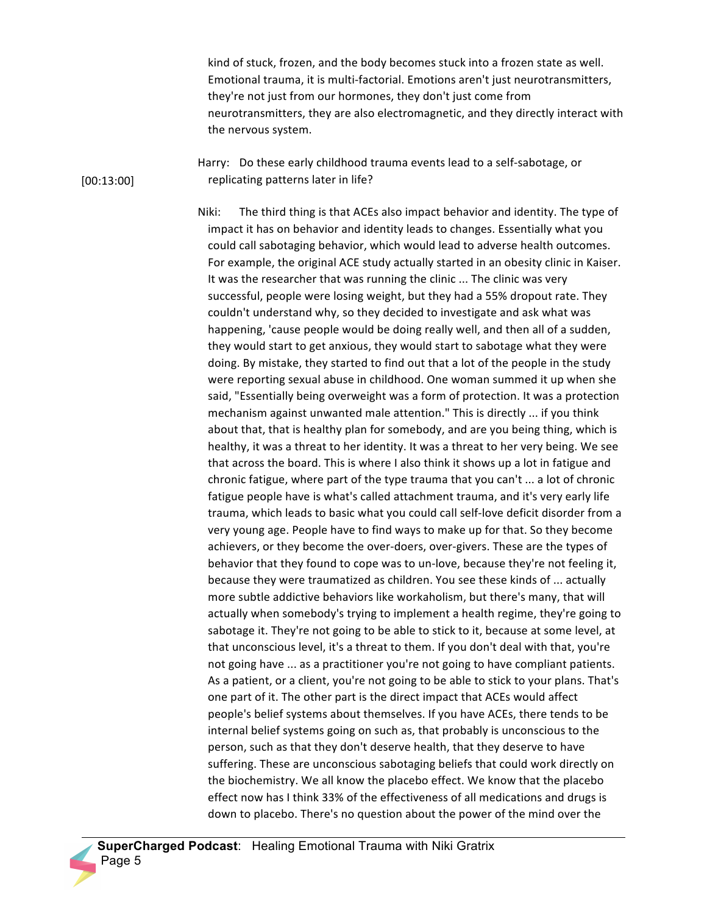kind of stuck, frozen, and the body becomes stuck into a frozen state as well. Emotional trauma, it is multi-factorial. Emotions aren't just neurotransmitters, they're not just from our hormones, they don't just come from neurotransmitters, they are also electromagnetic, and they directly interact with the nervous system.

Harry: Do these early childhood trauma events lead to a self-sabotage, or replicating patterns later in life?

[00:13:00]

Niki: The third thing is that ACEs also impact behavior and identity. The type of impact it has on behavior and identity leads to changes. Essentially what you could call sabotaging behavior, which would lead to adverse health outcomes. For example, the original ACE study actually started in an obesity clinic in Kaiser. It was the researcher that was running the clinic ... The clinic was very successful, people were losing weight, but they had a 55% dropout rate. They couldn't understand why, so they decided to investigate and ask what was happening, 'cause people would be doing really well, and then all of a sudden, they would start to get anxious, they would start to sabotage what they were doing. By mistake, they started to find out that a lot of the people in the study were reporting sexual abuse in childhood. One woman summed it up when she said, "Essentially being overweight was a form of protection. It was a protection mechanism against unwanted male attention." This is directly ... if you think about that, that is healthy plan for somebody, and are you being thing, which is healthy, it was a threat to her identity. It was a threat to her very being. We see that across the board. This is where I also think it shows up a lot in fatigue and chronic fatigue, where part of the type trauma that you can't ... a lot of chronic fatigue people have is what's called attachment trauma, and it's very early life trauma, which leads to basic what you could call self-love deficit disorder from a very young age. People have to find ways to make up for that. So they become achievers, or they become the over-doers, over-givers. These are the types of behavior that they found to cope was to un-love, because they're not feeling it, because they were traumatized as children. You see these kinds of ... actually more subtle addictive behaviors like workaholism, but there's many, that will actually when somebody's trying to implement a health regime, they're going to sabotage it. They're not going to be able to stick to it, because at some level, at that unconscious level, it's a threat to them. If you don't deal with that, you're not going have ... as a practitioner you're not going to have compliant patients. As a patient, or a client, you're not going to be able to stick to your plans. That's one part of it. The other part is the direct impact that ACEs would affect people's belief systems about themselves. If you have ACEs, there tends to be internal belief systems going on such as, that probably is unconscious to the person, such as that they don't deserve health, that they deserve to have suffering. These are unconscious sabotaging beliefs that could work directly on the biochemistry. We all know the placebo effect. We know that the placebo effect now has I think 33% of the effectiveness of all medications and drugs is down to placebo. There's no question about the power of the mind over the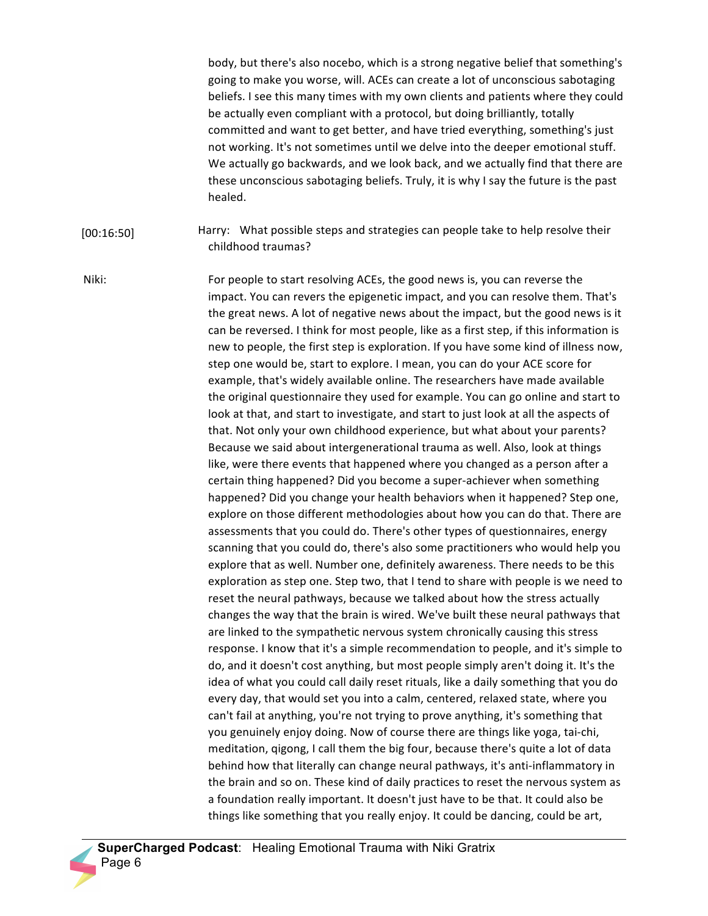body, but there's also nocebo, which is a strong negative belief that something's going to make you worse, will. ACEs can create a lot of unconscious sabotaging beliefs. I see this many times with my own clients and patients where they could be actually even compliant with a protocol, but doing brilliantly, totally committed and want to get better, and have tried everything, something's just not working. It's not sometimes until we delve into the deeper emotional stuff. We actually go backwards, and we look back, and we actually find that there are these unconscious sabotaging beliefs. Truly, it is why I say the future is the past healed.

[00:16:50] Harry: What possible steps and strategies can people take to help resolve their childhood traumas?

Niki: For people to start resolving ACEs, the good news is, you can reverse the impact. You can revers the epigenetic impact, and you can resolve them. That's the great news. A lot of negative news about the impact, but the good news is it can be reversed. I think for most people, like as a first step, if this information is new to people, the first step is exploration. If you have some kind of illness now, step one would be, start to explore. I mean, you can do your ACE score for example, that's widely available online. The researchers have made available the original questionnaire they used for example. You can go online and start to look at that, and start to investigate, and start to just look at all the aspects of that. Not only your own childhood experience, but what about your parents? Because we said about intergenerational trauma as well. Also, look at things like, were there events that happened where you changed as a person after a certain thing happened? Did you become a super-achiever when something happened? Did you change your health behaviors when it happened? Step one, explore on those different methodologies about how you can do that. There are assessments that you could do. There's other types of questionnaires, energy scanning that you could do, there's also some practitioners who would help you explore that as well. Number one, definitely awareness. There needs to be this exploration as step one. Step two, that I tend to share with people is we need to reset the neural pathways, because we talked about how the stress actually changes the way that the brain is wired. We've built these neural pathways that are linked to the sympathetic nervous system chronically causing this stress response. I know that it's a simple recommendation to people, and it's simple to do, and it doesn't cost anything, but most people simply aren't doing it. It's the idea of what you could call daily reset rituals, like a daily something that you do every day, that would set you into a calm, centered, relaxed state, where you can't fail at anything, you're not trying to prove anything, it's something that you genuinely enjoy doing. Now of course there are things like yoga, tai-chi, meditation, qigong, I call them the big four, because there's quite a lot of data behind how that literally can change neural pathways, it's anti-inflammatory in the brain and so on. These kind of daily practices to reset the nervous system as a foundation really important. It doesn't just have to be that. It could also be things like something that you really enjoy. It could be dancing, could be art,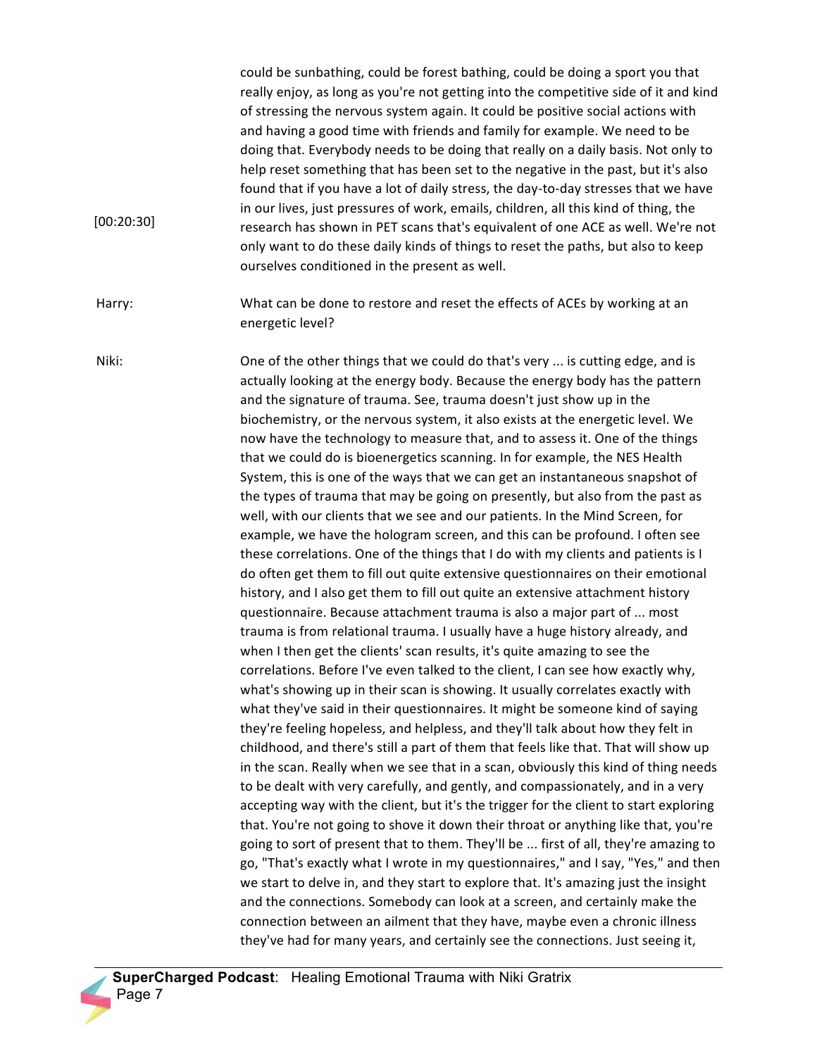could be sunbathing, could be forest bathing, could be doing a sport you that really enjoy, as long as you're not getting into the competitive side of it and kind of stressing the nervous system again. It could be positive social actions with and having a good time with friends and family for example. We need to be doing that. Everybody needs to be doing that really on a daily basis. Not only to help reset something that has been set to the negative in the past, but it's also found that if you have a lot of daily stress, the day-to-day stresses that we have in our lives, just pressures of work, emails, children, all this kind of thing, the research has shown in PET scans that's equivalent of one ACE as well. We're not only want to do these daily kinds of things to reset the paths, but also to keep ourselves conditioned in the present as well.

[00:20:30]

Harry: What can be done to restore and reset the effects of ACEs by working at an energetic level?

Niki: One of the other things that we could do that's very ... is cutting edge, and is actually looking at the energy body. Because the energy body has the pattern and the signature of trauma. See, trauma doesn't just show up in the biochemistry, or the nervous system, it also exists at the energetic level. We now have the technology to measure that, and to assess it. One of the things that we could do is bioenergetics scanning. In for example, the NES Health System, this is one of the ways that we can get an instantaneous snapshot of the types of trauma that may be going on presently, but also from the past as well, with our clients that we see and our patients. In the Mind Screen, for example, we have the hologram screen, and this can be profound. I often see these correlations. One of the things that I do with my clients and patients is I do often get them to fill out quite extensive questionnaires on their emotional history, and I also get them to fill out quite an extensive attachment history questionnaire. Because attachment trauma is also a major part of ... most trauma is from relational trauma. I usually have a huge history already, and when I then get the clients' scan results, it's quite amazing to see the correlations. Before I've even talked to the client, I can see how exactly why, what's showing up in their scan is showing. It usually correlates exactly with what they've said in their questionnaires. It might be someone kind of saying they're feeling hopeless, and helpless, and they'll talk about how they felt in childhood, and there's still a part of them that feels like that. That will show up in the scan. Really when we see that in a scan, obviously this kind of thing needs to be dealt with very carefully, and gently, and compassionately, and in a very accepting way with the client, but it's the trigger for the client to start exploring that. You're not going to shove it down their throat or anything like that, you're going to sort of present that to them. They'll be ... first of all, they're amazing to go, "That's exactly what I wrote in my questionnaires," and I say, "Yes," and then we start to delve in, and they start to explore that. It's amazing just the insight and the connections. Somebody can look at a screen, and certainly make the connection between an ailment that they have, maybe even a chronic illness they've had for many years, and certainly see the connections. Just seeing it,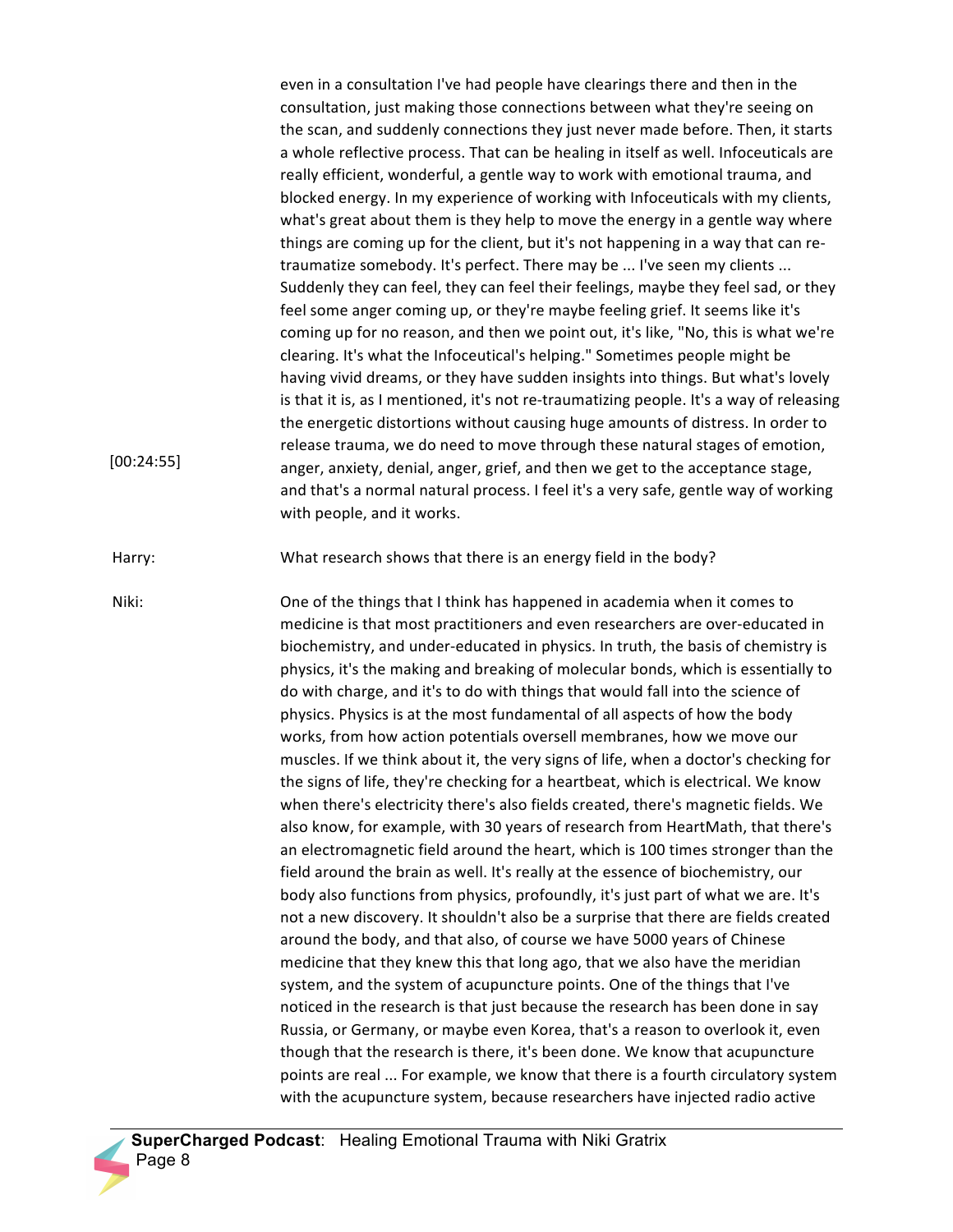even in a consultation I've had people have clearings there and then in the consultation, just making those connections between what they're seeing on the scan, and suddenly connections they just never made before. Then, it starts a whole reflective process. That can be healing in itself as well. Infoceuticals are really efficient, wonderful, a gentle way to work with emotional trauma, and blocked energy. In my experience of working with Infoceuticals with my clients, what's great about them is they help to move the energy in a gentle way where things are coming up for the client, but it's not happening in a way that can re-traumatize somebody. It's perfect. There may be ... I've seen my clients ... Suddenly they can feel, they can feel their feelings, maybe they feel sad, or they feel some anger coming up, or they're maybe feeling grief. It seems like it's coming up for no reason, and then we point out, it's like, "No, this is what we're clearing. It's what the Infoceutical's helping." Sometimes people might be having vivid dreams, or they have sudden insights into things. But what's lovely is that it is, as I mentioned, it's not re-traumatizing people. It's a way of releasing the energetic distortions without causing huge amounts of distress. In order to release trauma, we do need to move through these natural stages of emotion, anger, anxiety, denial, anger, grief, and then we get to the acceptance stage, and that's a normal natural process. I feel it's a very safe, gentle way of working with people, and it works.

[00:24:55]

Harry: What research shows that there is an energy field in the body?

Niki: One of the things that I think has happened in academia when it comes to medicine is that most practitioners and even researchers are over-educated in biochemistry, and under-educated in physics. In truth, the basis of chemistry is physics, it's the making and breaking of molecular bonds, which is essentially to do with charge, and it's to do with things that would fall into the science of physics. Physics is at the most fundamental of all aspects of how the body works, from how action potentials oversell membranes, how we move our muscles. If we think about it, the very signs of life, when a doctor's checking for the signs of life, they're checking for a heartbeat, which is electrical. We know when there's electricity there's also fields created, there's magnetic fields. We also know, for example, with 30 years of research from HeartMath, that there's an electromagnetic field around the heart, which is 100 times stronger than the field around the brain as well. It's really at the essence of biochemistry, our body also functions from physics, profoundly, it's just part of what we are. It's not a new discovery. It shouldn't also be a surprise that there are fields created around the body, and that also, of course we have 5000 years of Chinese medicine that they knew this that long ago, that we also have the meridian system, and the system of acupuncture points. One of the things that I've noticed in the research is that just because the research has been done in say Russia, or Germany, or maybe even Korea, that's a reason to overlook it, even though that the research is there, it's been done. We know that acupuncture points are real ... For example, we know that there is a fourth circulatory system with the acupuncture system, because researchers have injected radio active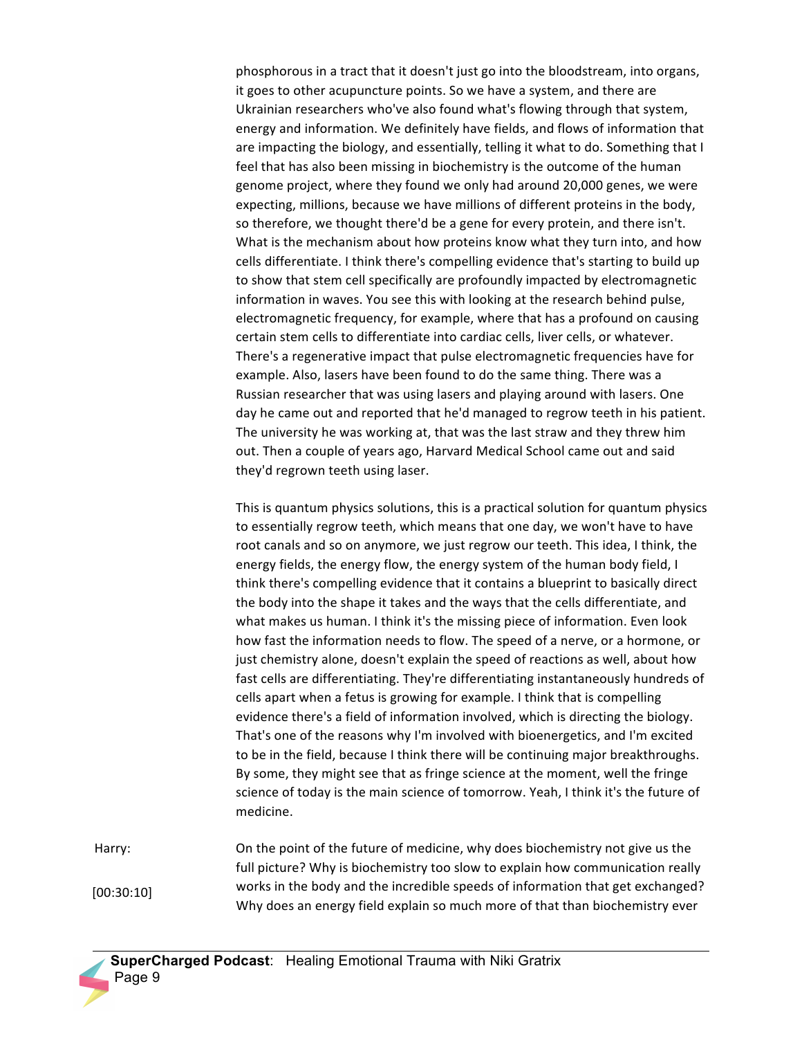phosphorous in a tract that it doesn't just go into the bloodstream, into organs, it goes to other acupuncture points. So we have a system, and there are Ukrainian researchers who've also found what's flowing through that system, energy and information. We definitely have fields, and flows of information that are impacting the biology, and essentially, telling it what to do. Something that I feel that has also been missing in biochemistry is the outcome of the human genome project, where they found we only had around 20,000 genes, we were expecting, millions, because we have millions of different proteins in the body, so therefore, we thought there'd be a gene for every protein, and there isn't. What is the mechanism about how proteins know what they turn into, and how cells differentiate. I think there's compelling evidence that's starting to build up to show that stem cell specifically are profoundly impacted by electromagnetic information in waves. You see this with looking at the research behind pulse, electromagnetic frequency, for example, where that has a profound on causing certain stem cells to differentiate into cardiac cells, liver cells, or whatever. There's a regenerative impact that pulse electromagnetic frequencies have for example. Also, lasers have been found to do the same thing. There was a Russian researcher that was using lasers and playing around with lasers. One day he came out and reported that he'd managed to regrow teeth in his patient. The university he was working at, that was the last straw and they threw him out. Then a couple of years ago, Harvard Medical School came out and said they'd regrown teeth using laser.

This is quantum physics solutions, this is a practical solution for quantum physics to essentially regrow teeth, which means that one day, we won't have to have root canals and so on anymore, we just regrow our teeth. This idea, I think, the energy fields, the energy flow, the energy system of the human body field, I think there's compelling evidence that it contains a blueprint to basically direct the body into the shape it takes and the ways that the cells differentiate, and what makes us human. I think it's the missing piece of information. Even look how fast the information needs to flow. The speed of a nerve, or a hormone, or just chemistry alone, doesn't explain the speed of reactions as well, about how fast cells are differentiating. They're differentiating instantaneously hundreds of cells apart when a fetus is growing for example. I think that is compelling evidence there's a field of information involved, which is directing the biology. That's one of the reasons why I'm involved with bioenergetics, and I'm excited to be in the field, because I think there will be continuing major breakthroughs. By some, they might see that as fringe science at the moment, well the fringe science of today is the main science of tomorrow. Yeah, I think it's the future of medicine.

Harry:

[00:30:10]

On the point of the future of medicine, why does biochemistry not give us the full picture? Why is biochemistry too slow to explain how communication really works in the body and the incredible speeds of information that get exchanged? Why does an energy field explain so much more of that than biochemistry ever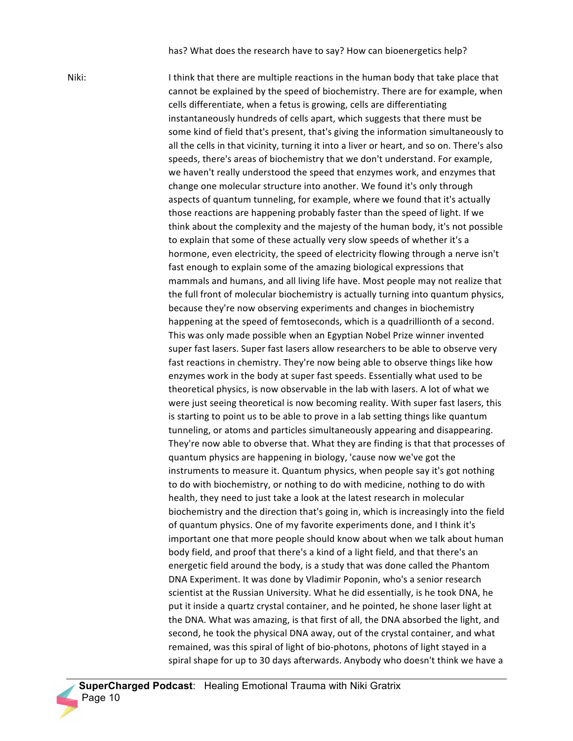has? What does the research have to say? How can bioenergetics help?

Niki: I think that there are multiple reactions in the human body that take place that cannot be explained by the speed of biochemistry. There are for example, when cells differentiate, when a fetus is growing, cells are differentiating instantaneously hundreds of cells apart, which suggests that there must be some kind of field that's present, that's giving the information simultaneously to all the cells in that vicinity, turning it into a liver or heart, and so on. There's also speeds, there's areas of biochemistry that we don't understand. For example, we haven't really understood the speed that enzymes work, and enzymes that change one molecular structure into another. We found it's only through aspects of quantum tunneling, for example, where we found that it's actually those reactions are happening probably faster than the speed of light. If we think about the complexity and the majesty of the human body, it's not possible to explain that some of these actually very slow speeds of whether it's a hormone, even electricity, the speed of electricity flowing through a nerve isn't fast enough to explain some of the amazing biological expressions that mammals and humans, and all living life have. Most people may not realize that the full front of molecular biochemistry is actually turning into quantum physics, because they're now observing experiments and changes in biochemistry happening at the speed of femtoseconds, which is a quadrillionth of a second. This was only made possible when an Egyptian Nobel Prize winner invented super fast lasers. Super fast lasers allow researchers to be able to observe very fast reactions in chemistry. They're now being able to observe things like how enzymes work in the body at super fast speeds. Essentially what used to be theoretical physics, is now observable in the lab with lasers. A lot of what we were just seeing theoretical is now becoming reality. With super fast lasers, this is starting to point us to be able to prove in a lab setting things like quantum tunneling, or atoms and particles simultaneously appearing and disappearing. They're now able to obverse that. What they are finding is that that processes of quantum physics are happening in biology, 'cause now we've got the instruments to measure it. Quantum physics, when people say it's got nothing to do with biochemistry, or nothing to do with medicine, nothing to do with health, they need to just take a look at the latest research in molecular biochemistry and the direction that's going in, which is increasingly into the field of quantum physics. One of my favorite experiments done, and I think it's important one that more people should know about when we talk about human body field, and proof that there's a kind of a light field, and that there's an energetic field around the body, is a study that was done called the Phantom DNA Experiment. It was done by Vladimir Poponin, who's a senior research scientist at the Russian University. What he did essentially, is he took DNA, he put it inside a quartz crystal container, and he pointed, he shone laser light at the DNA. What was amazing, is that first of all, the DNA absorbed the light, and second, he took the physical DNA away, out of the crystal container, and what remained, was this spiral of light of bio-photons, photons of light stayed in a spiral shape for up to 30 days afterwards. Anybody who doesn't think we have a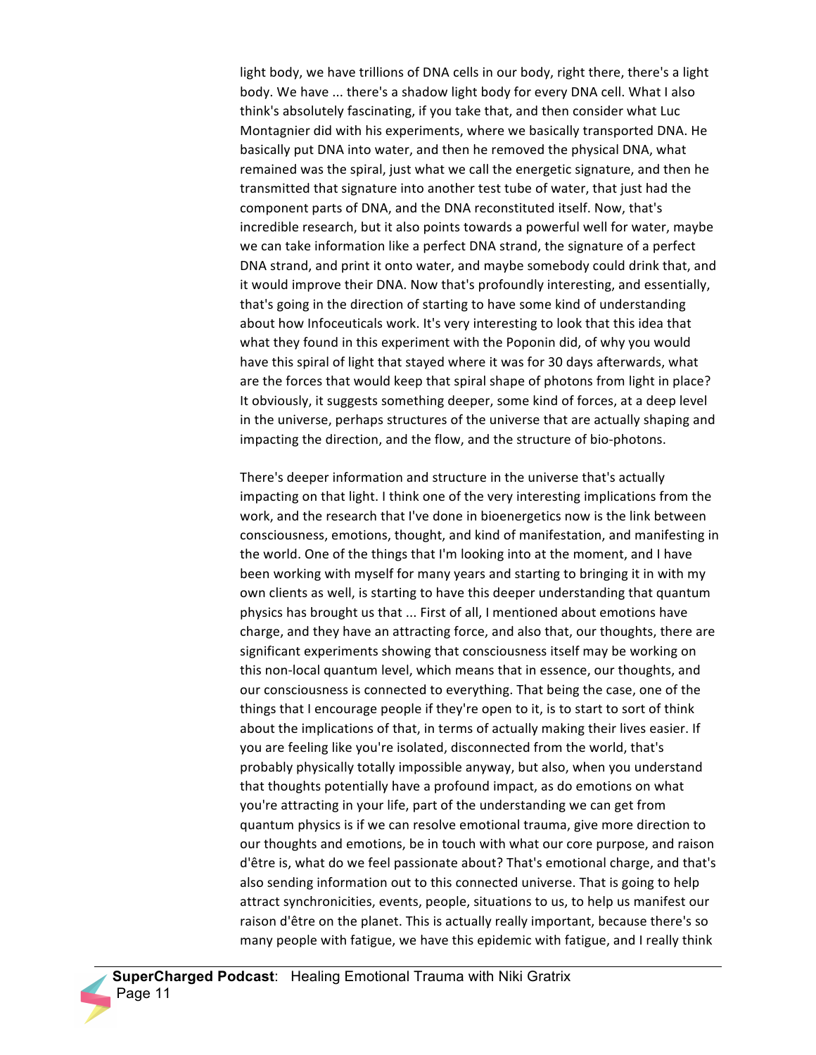light body, we have trillions of DNA cells in our body, right there, there's a light body. We have ... there's a shadow light body for every DNA cell. What I also think's absolutely fascinating, if you take that, and then consider what Luc Montagnier did with his experiments, where we basically transported DNA. He basically put DNA into water, and then he removed the physical DNA, what remained was the spiral, just what we call the energetic signature, and then he transmitted that signature into another test tube of water, that just had the component parts of DNA, and the DNA reconstituted itself. Now, that's incredible research, but it also points towards a powerful well for water, maybe we can take information like a perfect DNA strand, the signature of a perfect DNA strand, and print it onto water, and maybe somebody could drink that, and it would improve their DNA. Now that's profoundly interesting, and essentially, that's going in the direction of starting to have some kind of understanding about how Infoceuticals work. It's very interesting to look that this idea that what they found in this experiment with the Poponin did, of why you would have this spiral of light that stayed where it was for 30 days afterwards, what are the forces that would keep that spiral shape of photons from light in place? It obviously, it suggests something deeper, some kind of forces, at a deep level in the universe, perhaps structures of the universe that are actually shaping and impacting the direction, and the flow, and the structure of bio-photons.

There's deeper information and structure in the universe that's actually impacting on that light. I think one of the very interesting implications from the work, and the research that I've done in bioenergetics now is the link between consciousness, emotions, thought, and kind of manifestation, and manifesting in the world. One of the things that I'm looking into at the moment, and I have been working with myself for many years and starting to bringing it in with my own clients as well, is starting to have this deeper understanding that quantum physics has brought us that ... First of all, I mentioned about emotions have charge, and they have an attracting force, and also that, our thoughts, there are significant experiments showing that consciousness itself may be working on this non-local quantum level, which means that in essence, our thoughts, and our consciousness is connected to everything. That being the case, one of the things that I encourage people if they're open to it, is to start to sort of think about the implications of that, in terms of actually making their lives easier. If you are feeling like you're isolated, disconnected from the world, that's probably physically totally impossible anyway, but also, when you understand that thoughts potentially have a profound impact, as do emotions on what you're attracting in your life, part of the understanding we can get from quantum physics is if we can resolve emotional trauma, give more direction to our thoughts and emotions, be in touch with what our core purpose, and raison d'être is, what do we feel passionate about? That's emotional charge, and that's also sending information out to this connected universe. That is going to help attract synchronicities, events, people, situations to us, to help us manifest our raison d'être on the planet. This is actually really important, because there's so many people with fatigue, we have this epidemic with fatigue, and I really think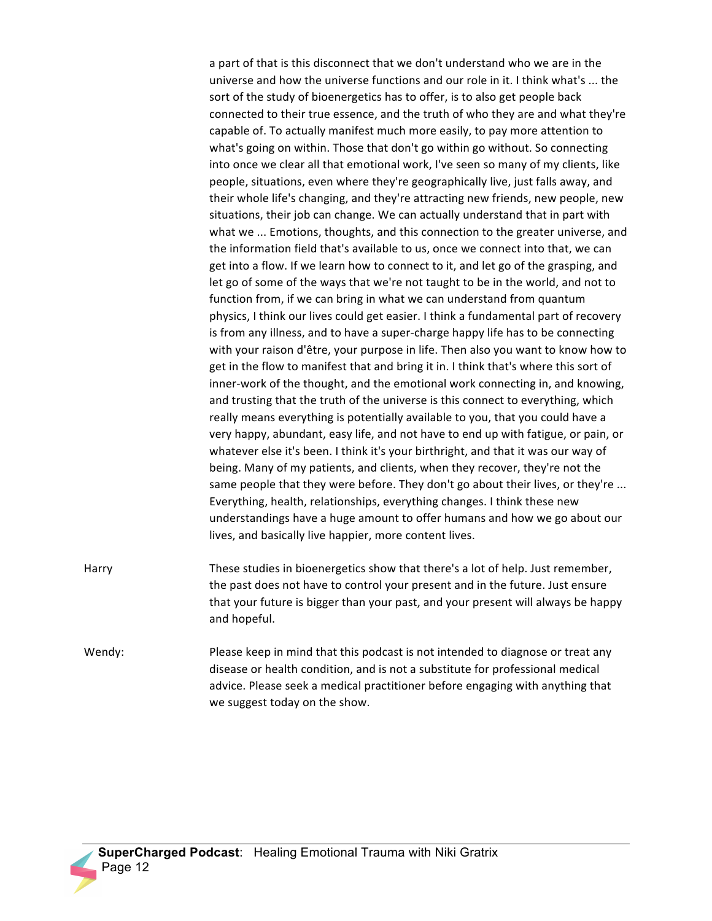a part of that is this disconnect that we don't understand who we are in the universe and how the universe functions and our role in it. I think what's ... the sort of the study of bioenergetics has to offer, is to also get people back connected to their true essence, and the truth of who they are and what they're capable of. To actually manifest much more easily, to pay more attention to what's going on within. Those that don't go within go without. So connecting into once we clear all that emotional work, I've seen so many of my clients, like people, situations, even where they're geographically live, just falls away, and their whole life's changing, and they're attracting new friends, new people, new situations, their job can change. We can actually understand that in part with what we ... Emotions, thoughts, and this connection to the greater universe, and the information field that's available to us, once we connect into that, we can get into a flow. If we learn how to connect to it, and let go of the grasping, and let go of some of the ways that we're not taught to be in the world, and not to function from, if we can bring in what we can understand from quantum physics, I think our lives could get easier. I think a fundamental part of recovery is from any illness, and to have a super-charge happy life has to be connecting with your raison d'être, your purpose in life. Then also you want to know how to get in the flow to manifest that and bring it in. I think that's where this sort of inner-work of the thought, and the emotional work connecting in, and knowing, and trusting that the truth of the universe is this connect to everything, which really means everything is potentially available to you, that you could have a very happy, abundant, easy life, and not have to end up with fatigue, or pain, or whatever else it's been. I think it's your birthright, and that it was our way of being. Many of my patients, and clients, when they recover, they're not the same people that they were before. They don't go about their lives, or they're ... Everything, health, relationships, everything changes. I think these new understandings have a huge amount to offer humans and how we go about our lives, and basically live happier, more content lives.

Harry These studies in bioenergetics show that there's a lot of help. Just remember, the past does not have to control your present and in the future. Just ensure that your future is bigger than your past, and your present will always be happy and hopeful.

Wendy: Please keep in mind that this podcast is not intended to diagnose or treat any disease or health condition, and is not a substitute for professional medical advice. Please seek a medical practitioner before engaging with anything that we suggest today on the show.